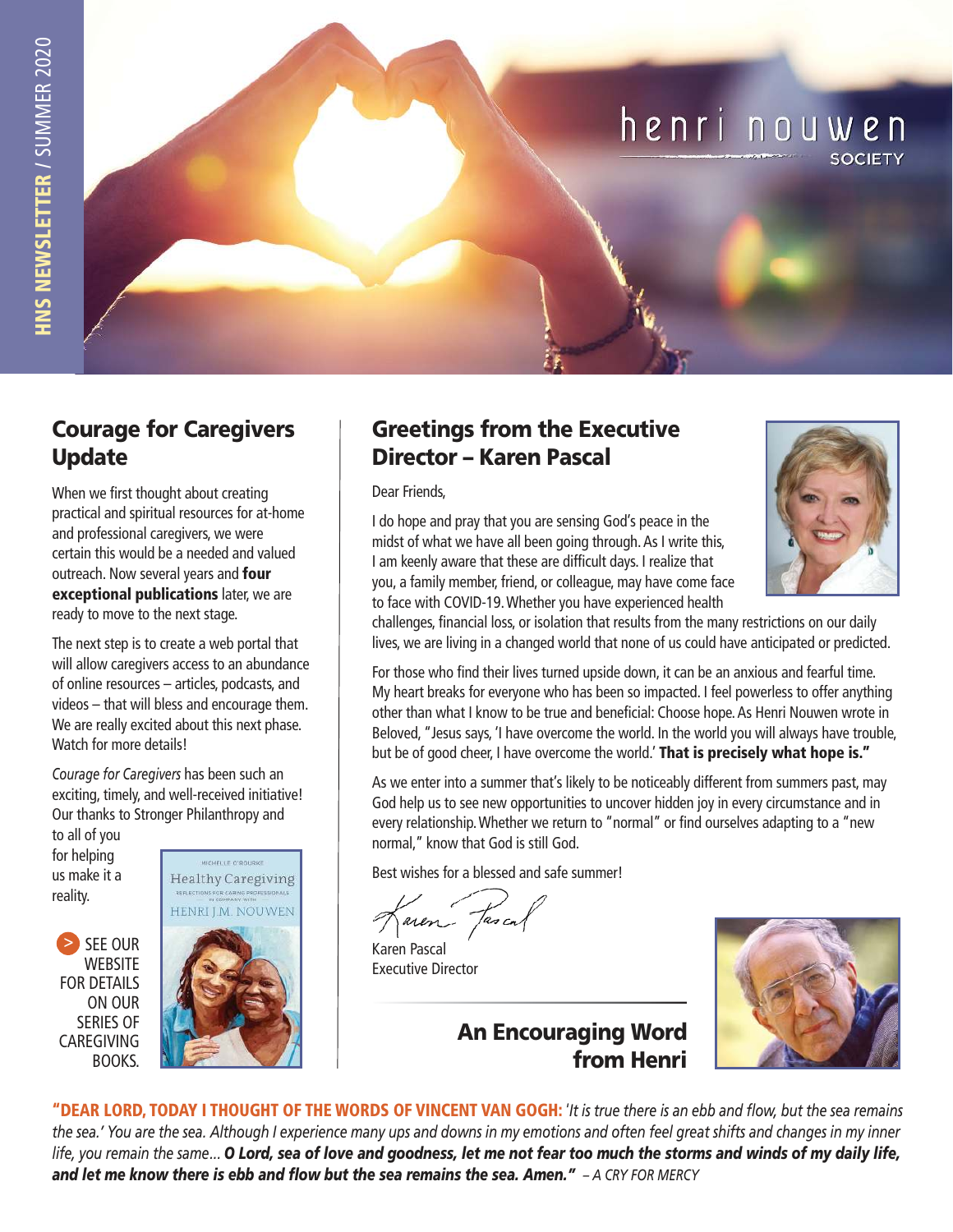HNS NEWSLETTER / SUMMER 2020

henri nouwen SOCIETY

## Courage for Caregivers Update

When we first thought about creating practical and spiritual resources for at-home and professional caregivers, we were certain this would be a needed and valued outreach. Now several years and **four exceptional publications** later, we are ready to move to the next stage.

The next step is to create a web portal that will allow caregivers access to an abundance of online resources – articles, podcasts, and videos – that will bless and encourage them. We are really excited about this next phase. Watch for more details!

*Courage for Caregivers* has been such an exciting, timely, and well-received initiative! Our thanks to Stronger Philanthropy and to all of you for helping us make it a reality.

> SEE OUR WEBSITE FOR DETAILS ON OUR SERIES OF CAREGIVING BOOKS.

## Greetings from the Executive Director – Karen Pascal

Dear Friends,

I do hope and pray that you are sensing God's peace in the midst of what we have all been going through. As I write this, I am keenly aware that these are difficult days. I realize that you, a family member, friend, or colleague, may have come face to face with COVID-19. Whether you have experienced health challenges, financial loss, or isolation that results from the many restrictions on our daily lives, we are living in a changed world that none of us could have anticipated or predicted.

For those who find their lives turned upside down, it can be an anxious and fearful time. My heart breaks for everyone who has been so impacted. I feel powerless to offer anything other than what I know to be true and beneficial: Choose hope. As Henri Nouwen wrote in Beloved, "Jesus says, 'I have overcome the world. In the world you will always have trouble, but be of good cheer, I have overcome the world.' **That is precisely what hope is."**

As we enter into a summer that's likely to be noticeably different from summers past, may God help us to see new opportunities to uncover hidden joy in every circumstance and in every relationship. Whether we return to "normal" or find ourselves adapting to a "new normal," know that God is still God.

Best wishes for a blessed and safe summer!

Karen Pascal
Executive Director

## An Encouraging Word from Henri

**"DEAR LORD, TODAY I THOUGHT OF THE WORDS OF VINCENT VAN GOGH:** *'It is true there is an ebb and flow, but the sea remains the sea.' You are the sea. Although I experience many ups and downs in my emotions and often feel great shifts and changes in my inner life, you remain the same...* ***O Lord, sea of love and goodness, let me not fear too much the storms and winds of my daily life, and let me know there is ebb and flow but the sea remains the sea. Amen."*** *– A CRY FOR MERCY*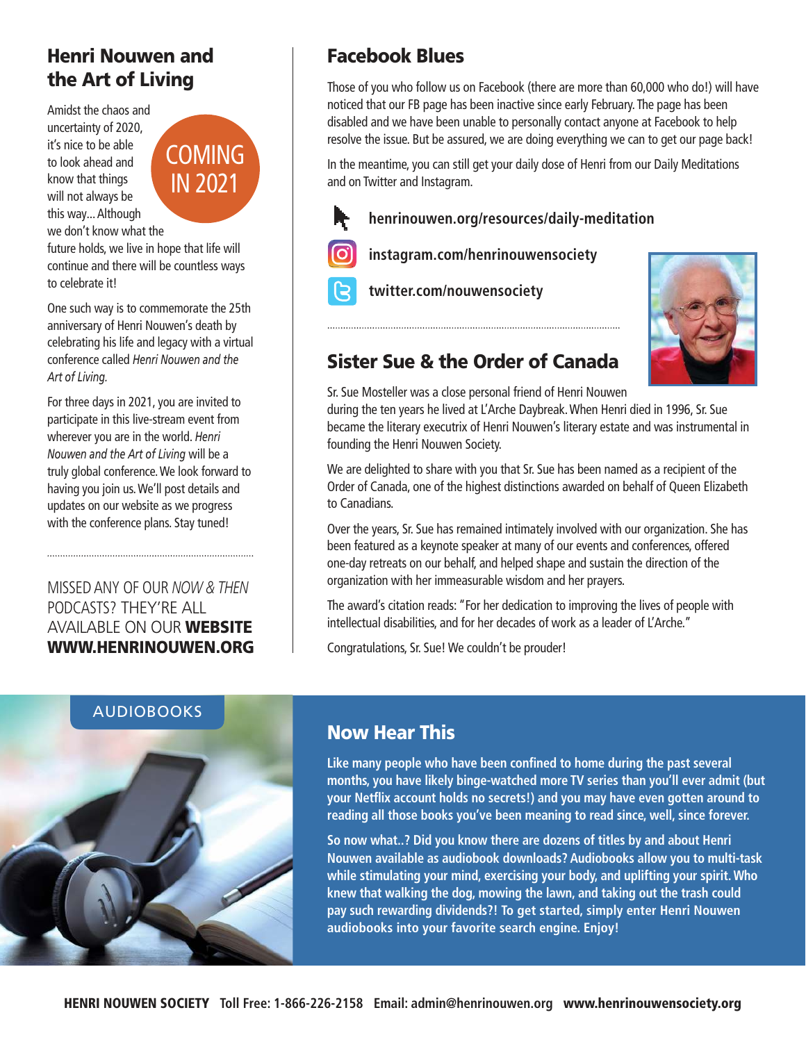## Henri Nouwen and the Art of Living

COMING IN 2021

Amidst the chaos and uncertainty of 2020, it's nice to be able to look ahead and know that things will not always be this way… Although we don't know what the future holds, we live in hope that life will continue and there will be countless ways to celebrate it!

One such way is to commemorate the 25th anniversary of Henri Nouwen's death by celebrating his life and legacy with a virtual conference called *Henri Nouwen and the Art of Living.*

For three days in 2021, you are invited to participate in this live-stream event from wherever you are in the world. *Henri Nouwen and the Art of Living* will be a truly global conference. We look forward to having you join us. We'll post details and updates on our website as we progress with the conference plans. Stay tuned!

MISSED ANY OF OUR *NOW & THEN* PODCASTS? THEY'RE ALL AVAILABLE ON OUR **WEBSITE WWW.HENRINOUWEN.ORG**

## Facebook Blues

Those of you who follow us on Facebook (there are more than 60,000 who do!) will have noticed that our FB page has been inactive since early February. The page has been disabled and we have been unable to personally contact anyone at Facebook to help resolve the issue. But be assured, we are doing everything we can to get our page back!

In the meantime, you can still get your daily dose of Henri from our Daily Meditations and on Twitter and Instagram.

**henrinouwen.org/resources/daily-meditation**

**instagram.com/henrinouwensociety**

**twitter.com/nouwensociety**

## Sister Sue & the Order of Canada

Sr. Sue Mosteller was a close personal friend of Henri Nouwen during the ten years he lived at L'Arche Daybreak. When Henri died in 1996, Sr. Sue became the literary executrix of Henri Nouwen's literary estate and was instrumental in founding the Henri Nouwen Society.

We are delighted to share with you that Sr. Sue has been named as a recipient of the Order of Canada, one of the highest distinctions awarded on behalf of Queen Elizabeth to Canadians.

Over the years, Sr. Sue has remained intimately involved with our organization. She has been featured as a keynote speaker at many of our events and conferences, offered one-day retreats on our behalf, and helped shape and sustain the direction of the organization with her immeasurable wisdom and her prayers.

The award's citation reads: "For her dedication to improving the lives of people with intellectual disabilities, and for her decades of work as a leader of L'Arche."

Congratulations, Sr. Sue! We couldn't be prouder!

AUDIOBOOKS

## Now Hear This

**Like many people who have been confined to home during the past several months, you have likely binge-watched more TV series than you'll ever admit (but your Netflix account holds no secrets!) and you may have even gotten around to reading all those books you've been meaning to read since, well, since forever.**

**So now what..? Did you know there are dozens of titles by and about Henri Nouwen available as audiobook downloads? Audiobooks allow you to multi-task while stimulating your mind, exercising your body, and uplifting your spirit. Who knew that walking the dog, mowing the lawn, and taking out the trash could pay such rewarding dividends?! To get started, simply enter Henri Nouwen audiobooks into your favorite search engine. Enjoy!**

**HENRI NOUWEN SOCIETY** Toll Free: 1-866-226-2158 Email: admin@henrinouwen.org www.henrinouwensociety.org